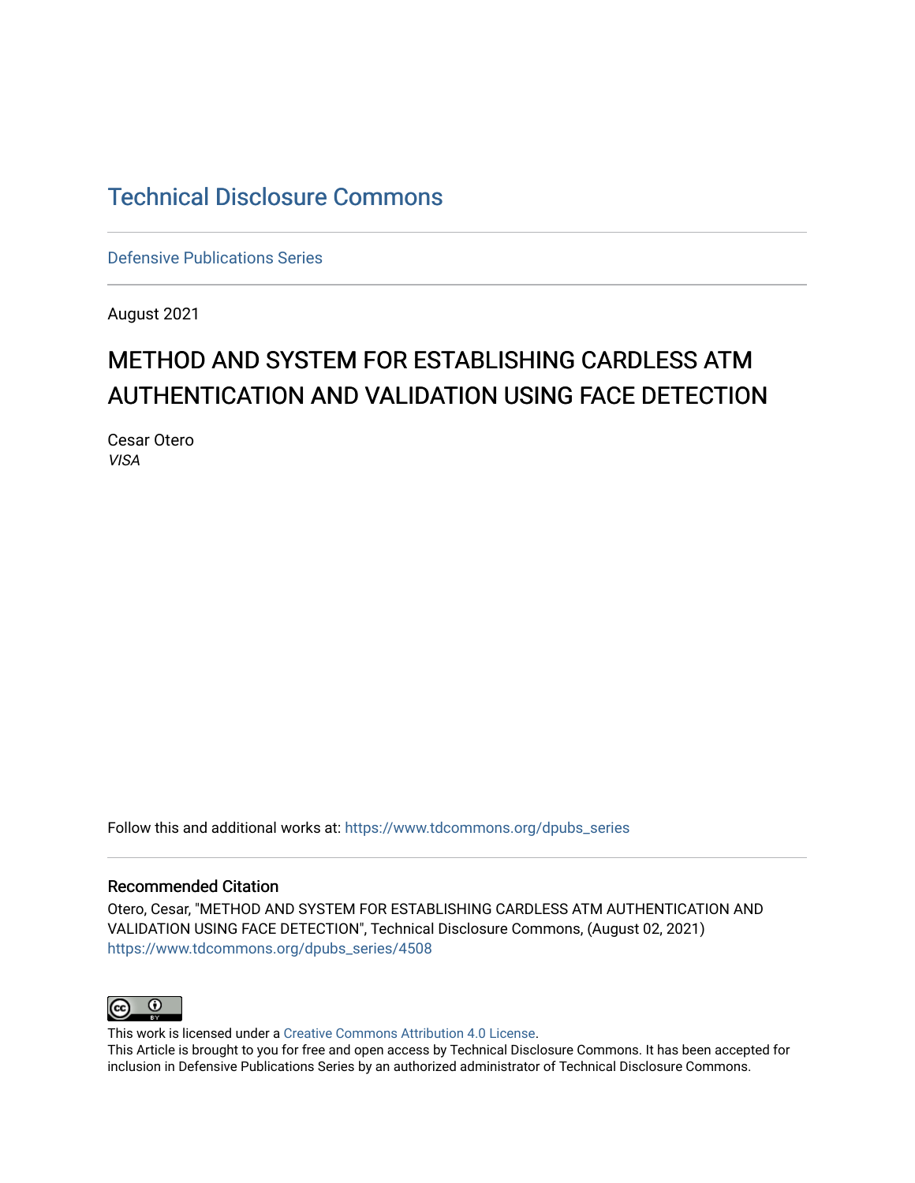# Technical Disclosure Commons

Defensive Publications Series

August 2021

## METHOD AND SYSTEM FOR ESTABLISHING CARDLESS ATM AUTHENTICATION AND VALIDATION USING FACE DETECTION

Cesar Otero
*VISA*

Follow this and additional works at: https://www.tdcommons.org/dpubs_series

### Recommended Citation

Otero, Cesar, "METHOD AND SYSTEM FOR ESTABLISHING CARDLESS ATM AUTHENTICATION AND VALIDATION USING FACE DETECTION", Technical Disclosure Commons, (August 02, 2021)
https://www.tdcommons.org/dpubs_series/4508

This work is licensed under a Creative Commons Attribution 4.0 License.
This Article is brought to you for free and open access by Technical Disclosure Commons. It has been accepted for inclusion in Defensive Publications Series by an authorized administrator of Technical Disclosure Commons.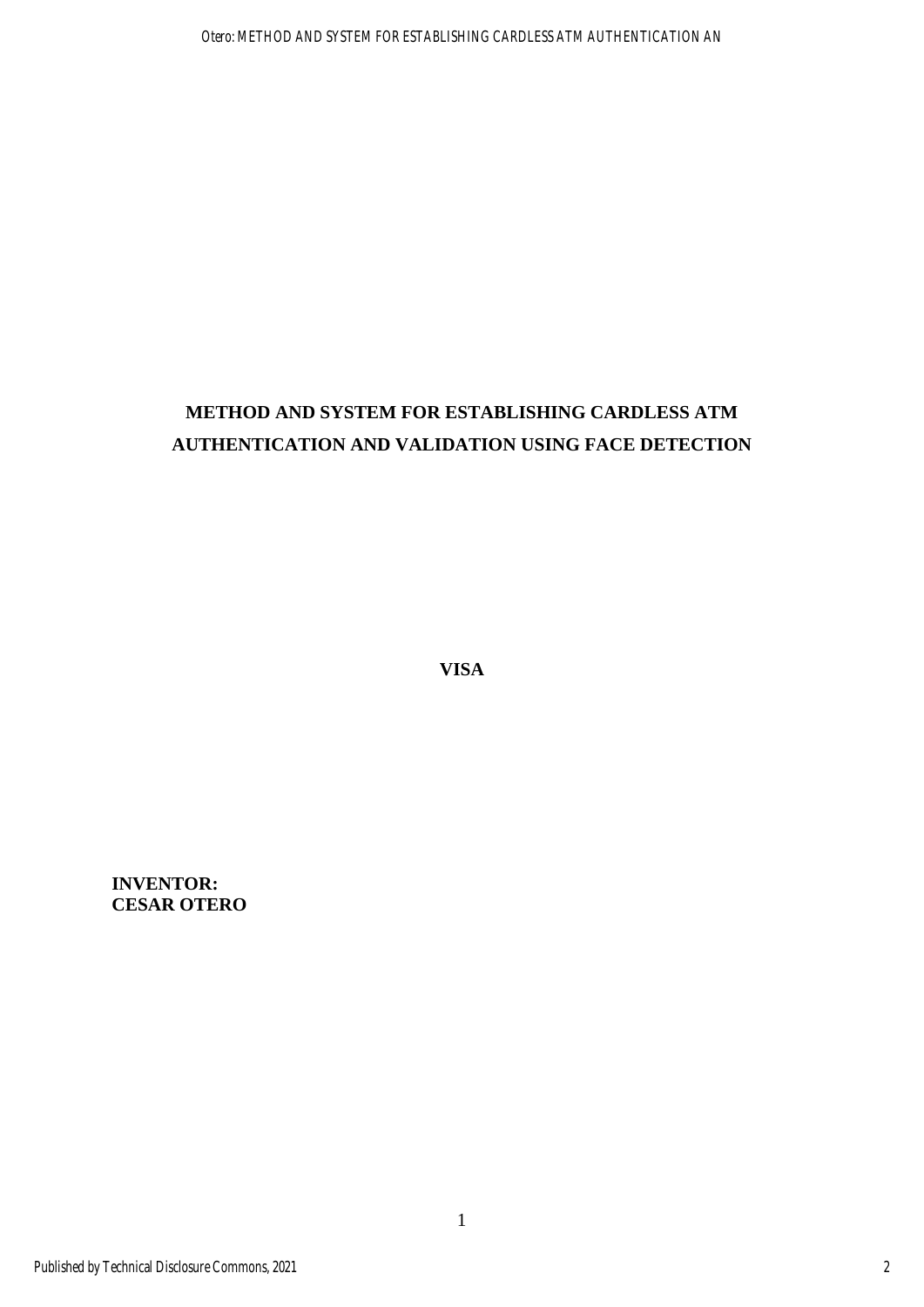# METHOD AND SYSTEM FOR ESTABLISHING CARDLESS ATM AUTHENTICATION AND VALIDATION USING FACE DETECTION

**VISA**

**INVENTOR:**
**CESAR OTERO**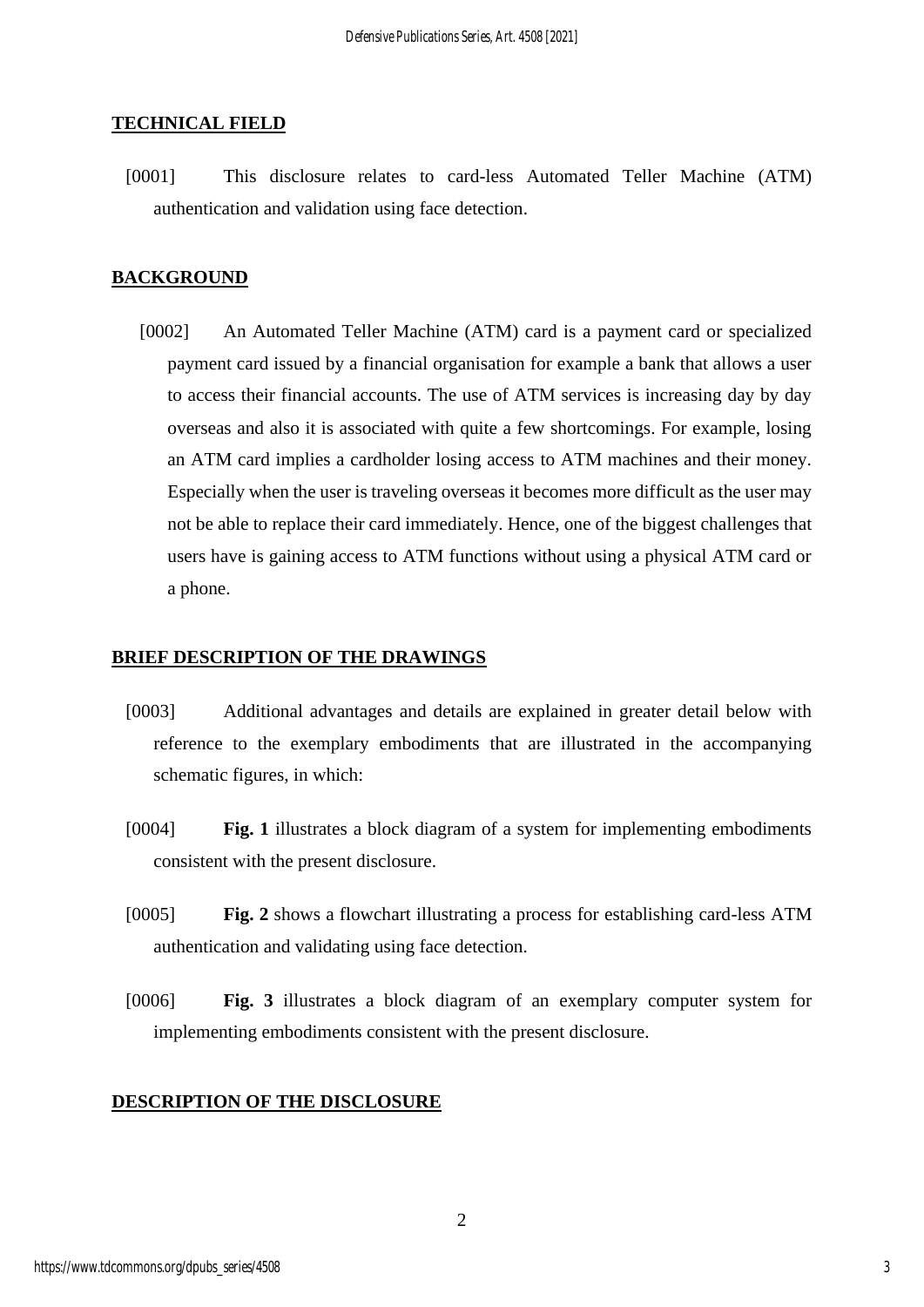## TECHNICAL FIELD

[0001] This disclosure relates to card-less Automated Teller Machine (ATM) authentication and validation using face detection.

## BACKGROUND

[0002] An Automated Teller Machine (ATM) card is a payment card or specialized payment card issued by a financial organisation for example a bank that allows a user to access their financial accounts. The use of ATM services is increasing day by day overseas and also it is associated with quite a few shortcomings. For example, losing an ATM card implies a cardholder losing access to ATM machines and their money. Especially when the user is traveling overseas it becomes more difficult as the user may not be able to replace their card immediately. Hence, one of the biggest challenges that users have is gaining access to ATM functions without using a physical ATM card or a phone.

## BRIEF DESCRIPTION OF THE DRAWINGS

[0003] Additional advantages and details are explained in greater detail below with reference to the exemplary embodiments that are illustrated in the accompanying schematic figures, in which:

[0004] **Fig. 1** illustrates a block diagram of a system for implementing embodiments consistent with the present disclosure.

[0005] **Fig. 2** shows a flowchart illustrating a process for establishing card-less ATM authentication and validating using face detection.

[0006] **Fig. 3** illustrates a block diagram of an exemplary computer system for implementing embodiments consistent with the present disclosure.

## DESCRIPTION OF THE DISCLOSURE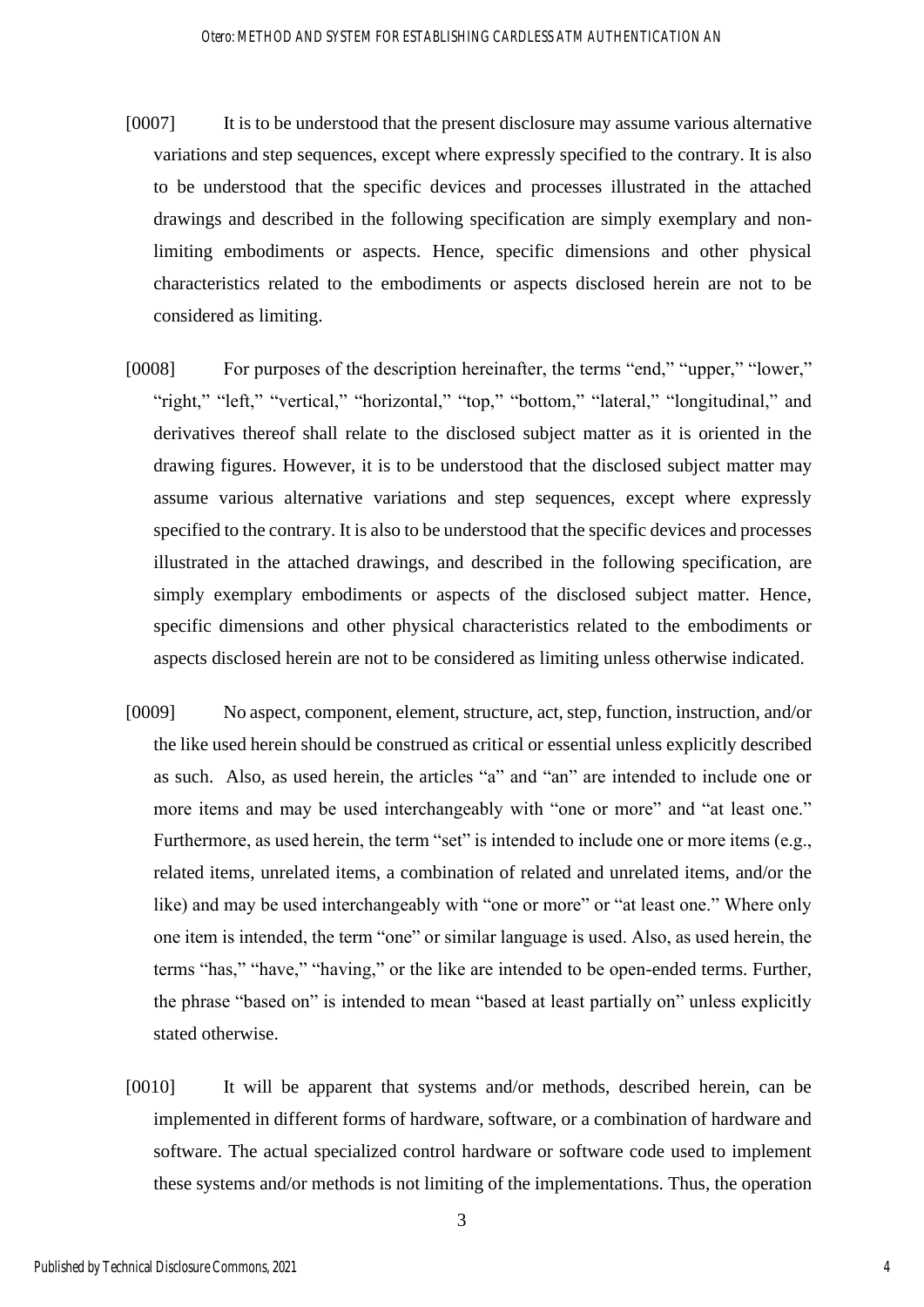[0007] It is to be understood that the present disclosure may assume various alternative variations and step sequences, except where expressly specified to the contrary. It is also to be understood that the specific devices and processes illustrated in the attached drawings and described in the following specification are simply exemplary and non-limiting embodiments or aspects. Hence, specific dimensions and other physical characteristics related to the embodiments or aspects disclosed herein are not to be considered as limiting.

[0008] For purposes of the description hereinafter, the terms "end," "upper," "lower," "right," "left," "vertical," "horizontal," "top," "bottom," "lateral," "longitudinal," and derivatives thereof shall relate to the disclosed subject matter as it is oriented in the drawing figures. However, it is to be understood that the disclosed subject matter may assume various alternative variations and step sequences, except where expressly specified to the contrary. It is also to be understood that the specific devices and processes illustrated in the attached drawings, and described in the following specification, are simply exemplary embodiments or aspects of the disclosed subject matter. Hence, specific dimensions and other physical characteristics related to the embodiments or aspects disclosed herein are not to be considered as limiting unless otherwise indicated.

[0009] No aspect, component, element, structure, act, step, function, instruction, and/or the like used herein should be construed as critical or essential unless explicitly described as such. Also, as used herein, the articles "a" and "an" are intended to include one or more items and may be used interchangeably with "one or more" and "at least one." Furthermore, as used herein, the term "set" is intended to include one or more items (e.g., related items, unrelated items, a combination of related and unrelated items, and/or the like) and may be used interchangeably with "one or more" or "at least one." Where only one item is intended, the term "one" or similar language is used. Also, as used herein, the terms "has," "have," "having," or the like are intended to be open-ended terms. Further, the phrase "based on" is intended to mean "based at least partially on" unless explicitly stated otherwise.

[0010] It will be apparent that systems and/or methods, described herein, can be implemented in different forms of hardware, software, or a combination of hardware and software. The actual specialized control hardware or software code used to implement these systems and/or methods is not limiting of the implementations. Thus, the operation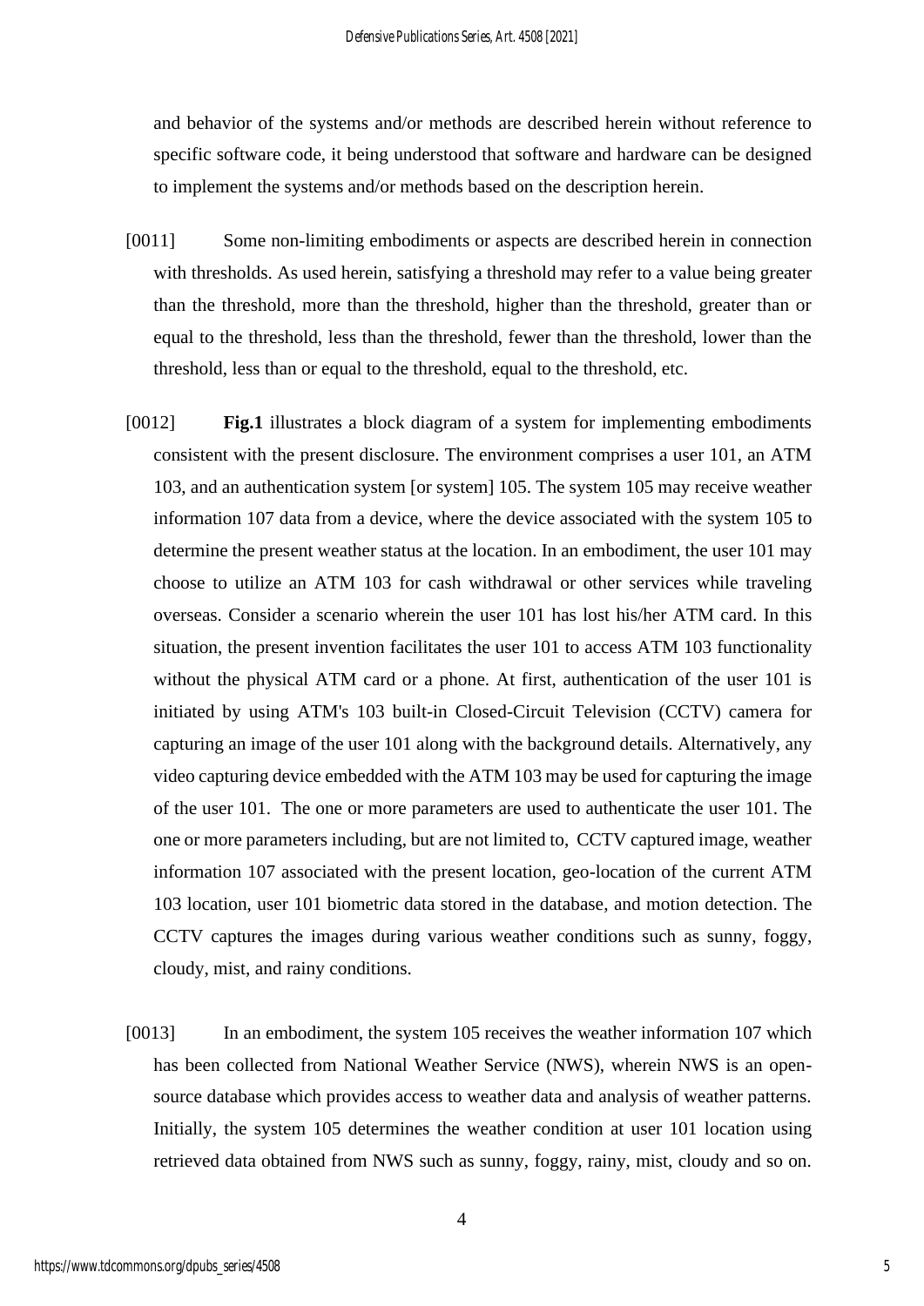and behavior of the systems and/or methods are described herein without reference to specific software code, it being understood that software and hardware can be designed to implement the systems and/or methods based on the description herein.

[0011] Some non-limiting embodiments or aspects are described herein in connection with thresholds. As used herein, satisfying a threshold may refer to a value being greater than the threshold, more than the threshold, higher than the threshold, greater than or equal to the threshold, less than the threshold, fewer than the threshold, lower than the threshold, less than or equal to the threshold, equal to the threshold, etc.

[0012] **Fig.1** illustrates a block diagram of a system for implementing embodiments consistent with the present disclosure. The environment comprises a user 101, an ATM 103, and an authentication system [or system] 105. The system 105 may receive weather information 107 data from a device, where the device associated with the system 105 to determine the present weather status at the location. In an embodiment, the user 101 may choose to utilize an ATM 103 for cash withdrawal or other services while traveling overseas. Consider a scenario wherein the user 101 has lost his/her ATM card. In this situation, the present invention facilitates the user 101 to access ATM 103 functionality without the physical ATM card or a phone. At first, authentication of the user 101 is initiated by using ATM's 103 built-in Closed-Circuit Television (CCTV) camera for capturing an image of the user 101 along with the background details. Alternatively, any video capturing device embedded with the ATM 103 may be used for capturing the image of the user 101. The one or more parameters are used to authenticate the user 101. The one or more parameters including, but are not limited to, CCTV captured image, weather information 107 associated with the present location, geo-location of the current ATM 103 location, user 101 biometric data stored in the database, and motion detection. The CCTV captures the images during various weather conditions such as sunny, foggy, cloudy, mist, and rainy conditions.

[0013] In an embodiment, the system 105 receives the weather information 107 which has been collected from National Weather Service (NWS), wherein NWS is an open-source database which provides access to weather data and analysis of weather patterns. Initially, the system 105 determines the weather condition at user 101 location using retrieved data obtained from NWS such as sunny, foggy, rainy, mist, cloudy and so on.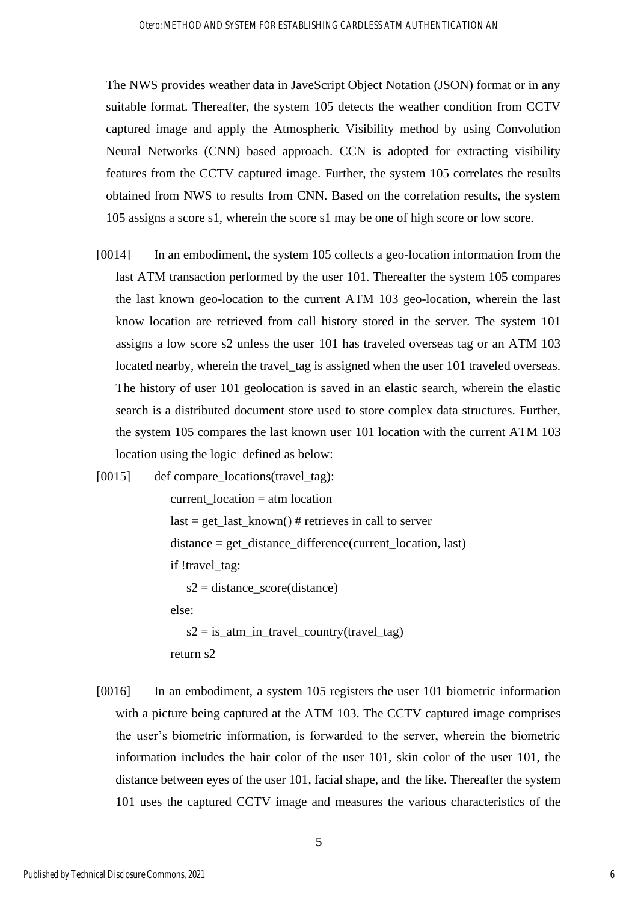The NWS provides weather data in JavaScript Object Notation (JSON) format or in any suitable format. Thereafter, the system 105 detects the weather condition from CCTV captured image and apply the Atmospheric Visibility method by using Convolution Neural Networks (CNN) based approach. CCN is adopted for extracting visibility features from the CCTV captured image. Further, the system 105 correlates the results obtained from NWS to results from CNN. Based on the correlation results, the system 105 assigns a score s1, wherein the score s1 may be one of high score or low score.

[0014] In an embodiment, the system 105 collects a geo-location information from the last ATM transaction performed by the user 101. Thereafter the system 105 compares the last known geo-location to the current ATM 103 geo-location, wherein the last know location are retrieved from call history stored in the server. The system 101 assigns a low score s2 unless the user 101 has traveled overseas tag or an ATM 103 located nearby, wherein the travel_tag is assigned when the user 101 traveled overseas. The history of user 101 geolocation is saved in an elastic search, wherein the elastic search is a distributed document store used to store complex data structures. Further, the system 105 compares the last known user 101 location with the current ATM 103 location using the logic defined as below:

[0015]
```
def compare_locations(travel_tag):
    current_location = atm location
    last = get_last_known() # retrieves in call to server
    distance = get_distance_difference(current_location, last)
    if !travel_tag:
        s2 = distance_score(distance)
    else:
        s2 = is_atm_in_travel_country(travel_tag)
    return s2
```

[0016] In an embodiment, a system 105 registers the user 101 biometric information with a picture being captured at the ATM 103. The CCTV captured image comprises the user's biometric information, is forwarded to the server, wherein the biometric information includes the hair color of the user 101, skin color of the user 101, the distance between eyes of the user 101, facial shape, and the like. Thereafter the system 101 uses the captured CCTV image and measures the various characteristics of the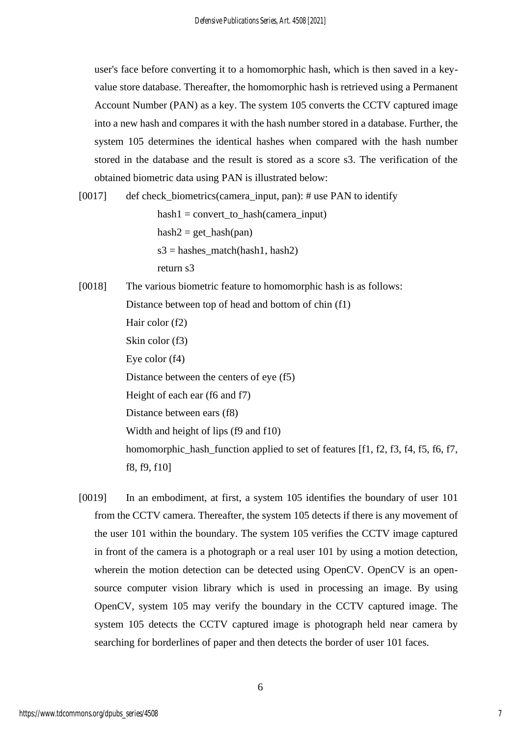user's face before converting it to a homomorphic hash, which is then saved in a key-value store database. Thereafter, the homomorphic hash is retrieved using a Permanent Account Number (PAN) as a key. The system 105 converts the CCTV captured image into a new hash and compares it with the hash number stored in a database. Further, the system 105 determines the identical hashes when compared with the hash number stored in the database and the result is stored as a score s3. The verification of the obtained biometric data using PAN is illustrated below:

[0017]

```
def check_biometrics(camera_input, pan): # use PAN to identify
    hash1 = convert_to_hash(camera_input)
    hash2 = get_hash(pan)
    s3 = hashes_match(hash1, hash2)
    return s3
```

[0018] The various biometric feature to homomorphic hash is as follows:

Distance between top of head and bottom of chin (f1)

Hair color (f2)

Skin color (f3)

Eye color (f4)

Distance between the centers of eye (f5)

Height of each ear (f6 and f7)

Distance between ears (f8)

Width and height of lips (f9 and f10)

homomorphic_hash_function applied to set of features [f1, f2, f3, f4, f5, f6, f7, f8, f9, f10]

[0019] In an embodiment, at first, a system 105 identifies the boundary of user 101 from the CCTV camera. Thereafter, the system 105 detects if there is any movement of the user 101 within the boundary. The system 105 verifies the CCTV image captured in front of the camera is a photograph or a real user 101 by using a motion detection, wherein the motion detection can be detected using OpenCV. OpenCV is an open-source computer vision library which is used in processing an image. By using OpenCV, system 105 may verify the boundary in the CCTV captured image. The system 105 detects the CCTV captured image is photograph held near camera by searching for borderlines of paper and then detects the border of user 101 faces.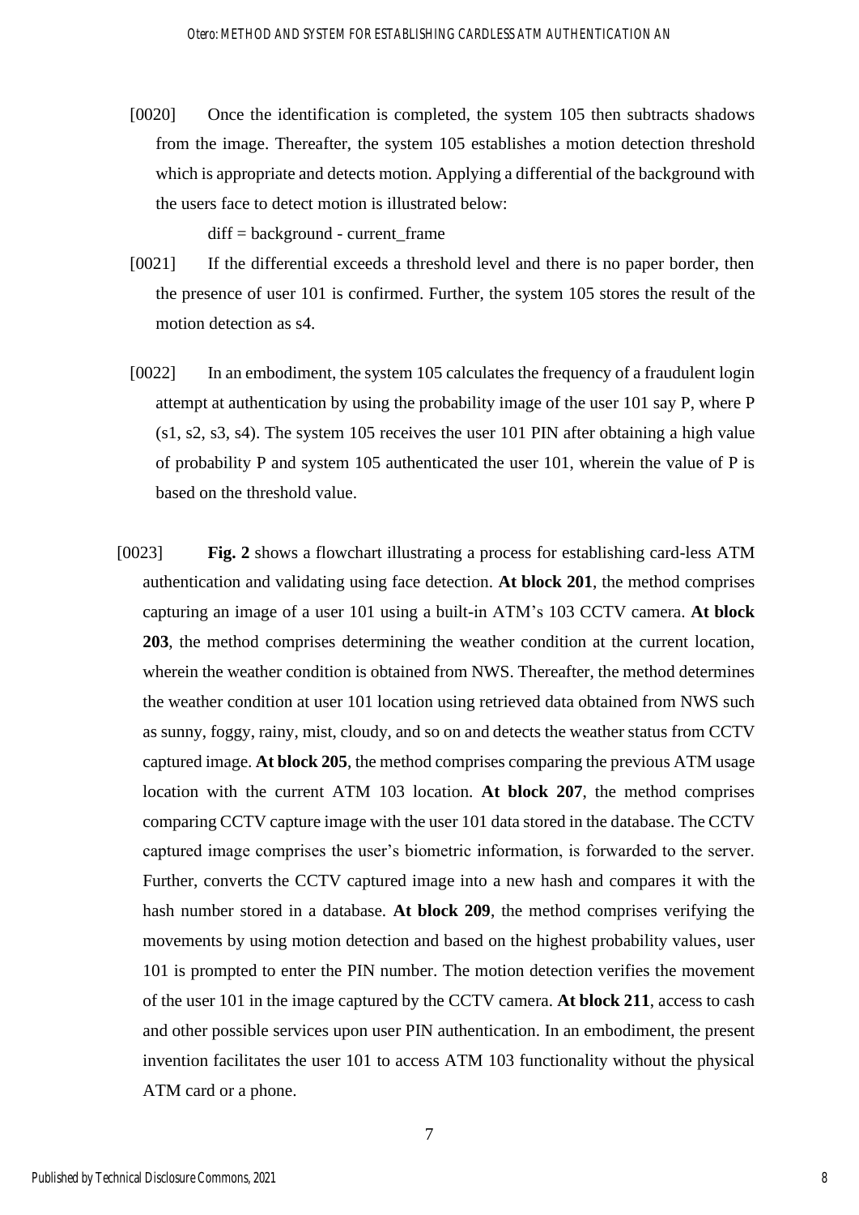[0020] Once the identification is completed, the system 105 then subtracts shadows from the image. Thereafter, the system 105 establishes a motion detection threshold which is appropriate and detects motion. Applying a differential of the background with the users face to detect motion is illustrated below:

diff = background - current_frame

[0021] If the differential exceeds a threshold level and there is no paper border, then the presence of user 101 is confirmed. Further, the system 105 stores the result of the motion detection as s4.

[0022] In an embodiment, the system 105 calculates the frequency of a fraudulent login attempt at authentication by using the probability image of the user 101 say P, where P (s1, s2, s3, s4). The system 105 receives the user 101 PIN after obtaining a high value of probability P and system 105 authenticated the user 101, wherein the value of P is based on the threshold value.

[0023] **Fig. 2** shows a flowchart illustrating a process for establishing card-less ATM authentication and validating using face detection. **At block 201**, the method comprises capturing an image of a user 101 using a built-in ATM's 103 CCTV camera. **At block 203**, the method comprises determining the weather condition at the current location, wherein the weather condition is obtained from NWS. Thereafter, the method determines the weather condition at user 101 location using retrieved data obtained from NWS such as sunny, foggy, rainy, mist, cloudy, and so on and detects the weather status from CCTV captured image. **At block 205**, the method comprises comparing the previous ATM usage location with the current ATM 103 location. **At block 207**, the method comprises comparing CCTV capture image with the user 101 data stored in the database. The CCTV captured image comprises the user's biometric information, is forwarded to the server. Further, converts the CCTV captured image into a new hash and compares it with the hash number stored in a database. **At block 209**, the method comprises verifying the movements by using motion detection and based on the highest probability values, user 101 is prompted to enter the PIN number. The motion detection verifies the movement of the user 101 in the image captured by the CCTV camera. **At block 211**, access to cash and other possible services upon user PIN authentication. In an embodiment, the present invention facilitates the user 101 to access ATM 103 functionality without the physical ATM card or a phone.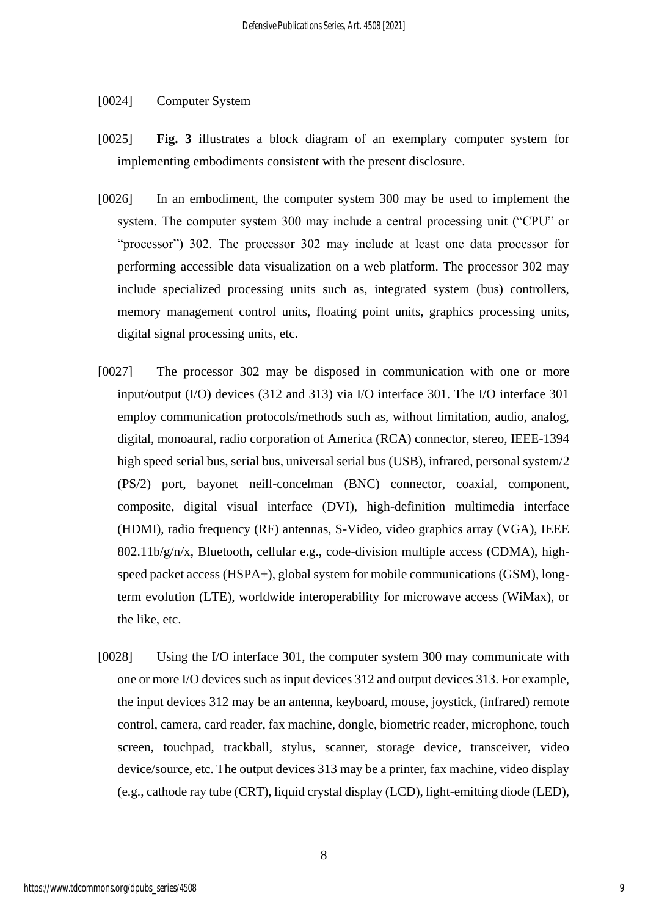[0024] Computer System

[0025] **Fig. 3** illustrates a block diagram of an exemplary computer system for implementing embodiments consistent with the present disclosure.

[0026] In an embodiment, the computer system 300 may be used to implement the system. The computer system 300 may include a central processing unit ("CPU" or "processor") 302. The processor 302 may include at least one data processor for performing accessible data visualization on a web platform. The processor 302 may include specialized processing units such as, integrated system (bus) controllers, memory management control units, floating point units, graphics processing units, digital signal processing units, etc.

[0027] The processor 302 may be disposed in communication with one or more input/output (I/O) devices (312 and 313) via I/O interface 301. The I/O interface 301 employ communication protocols/methods such as, without limitation, audio, analog, digital, monoaural, radio corporation of America (RCA) connector, stereo, IEEE-1394 high speed serial bus, serial bus, universal serial bus (USB), infrared, personal system/2 (PS/2) port, bayonet neill-concelman (BNC) connector, coaxial, component, composite, digital visual interface (DVI), high-definition multimedia interface (HDMI), radio frequency (RF) antennas, S-Video, video graphics array (VGA), IEEE 802.11b/g/n/x, Bluetooth, cellular e.g., code-division multiple access (CDMA), high-speed packet access (HSPA+), global system for mobile communications (GSM), long-term evolution (LTE), worldwide interoperability for microwave access (WiMax), or the like, etc.

[0028] Using the I/O interface 301, the computer system 300 may communicate with one or more I/O devices such as input devices 312 and output devices 313. For example, the input devices 312 may be an antenna, keyboard, mouse, joystick, (infrared) remote control, camera, card reader, fax machine, dongle, biometric reader, microphone, touch screen, touchpad, trackball, stylus, scanner, storage device, transceiver, video device/source, etc. The output devices 313 may be a printer, fax machine, video display (e.g., cathode ray tube (CRT), liquid crystal display (LCD), light-emitting diode (LED),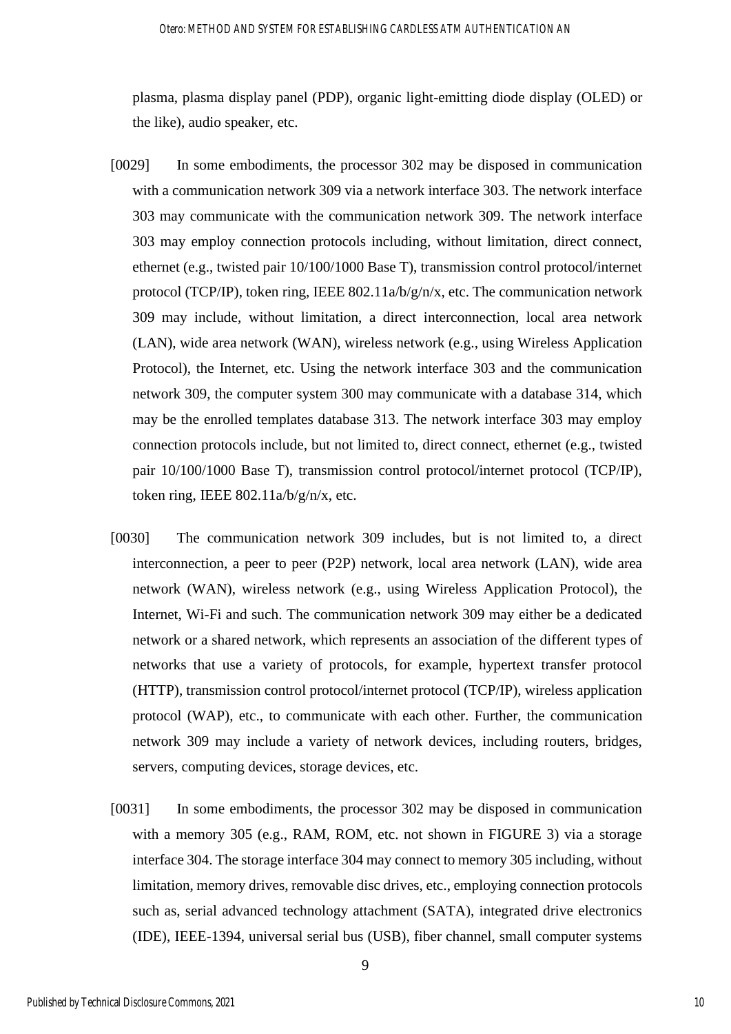plasma, plasma display panel (PDP), organic light-emitting diode display (OLED) or the like), audio speaker, etc.

[0029] In some embodiments, the processor 302 may be disposed in communication with a communication network 309 via a network interface 303. The network interface 303 may communicate with the communication network 309. The network interface 303 may employ connection protocols including, without limitation, direct connect, ethernet (e.g., twisted pair 10/100/1000 Base T), transmission control protocol/internet protocol (TCP/IP), token ring, IEEE 802.11a/b/g/n/x, etc. The communication network 309 may include, without limitation, a direct interconnection, local area network (LAN), wide area network (WAN), wireless network (e.g., using Wireless Application Protocol), the Internet, etc. Using the network interface 303 and the communication network 309, the computer system 300 may communicate with a database 314, which may be the enrolled templates database 313. The network interface 303 may employ connection protocols include, but not limited to, direct connect, ethernet (e.g., twisted pair 10/100/1000 Base T), transmission control protocol/internet protocol (TCP/IP), token ring, IEEE 802.11a/b/g/n/x, etc.

[0030] The communication network 309 includes, but is not limited to, a direct interconnection, a peer to peer (P2P) network, local area network (LAN), wide area network (WAN), wireless network (e.g., using Wireless Application Protocol), the Internet, Wi-Fi and such. The communication network 309 may either be a dedicated network or a shared network, which represents an association of the different types of networks that use a variety of protocols, for example, hypertext transfer protocol (HTTP), transmission control protocol/internet protocol (TCP/IP), wireless application protocol (WAP), etc., to communicate with each other. Further, the communication network 309 may include a variety of network devices, including routers, bridges, servers, computing devices, storage devices, etc.

[0031] In some embodiments, the processor 302 may be disposed in communication with a memory 305 (e.g., RAM, ROM, etc. not shown in FIGURE 3) via a storage interface 304. The storage interface 304 may connect to memory 305 including, without limitation, memory drives, removable disc drives, etc., employing connection protocols such as, serial advanced technology attachment (SATA), integrated drive electronics (IDE), IEEE-1394, universal serial bus (USB), fiber channel, small computer systems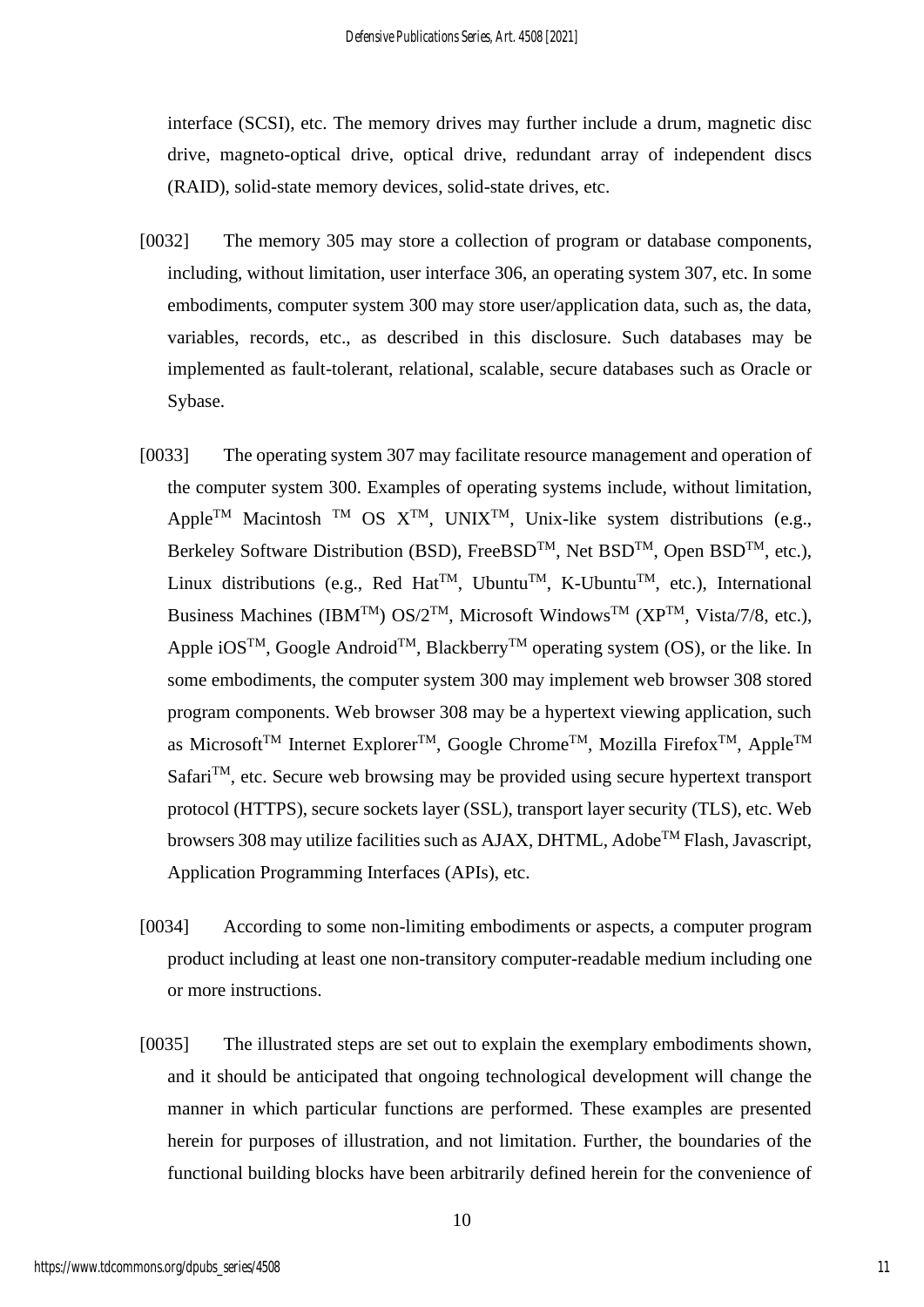interface (SCSI), etc. The memory drives may further include a drum, magnetic disc drive, magneto-optical drive, optical drive, redundant array of independent discs (RAID), solid-state memory devices, solid-state drives, etc.

[0032] The memory 305 may store a collection of program or database components, including, without limitation, user interface 306, an operating system 307, etc. In some embodiments, computer system 300 may store user/application data, such as, the data, variables, records, etc., as described in this disclosure. Such databases may be implemented as fault-tolerant, relational, scalable, secure databases such as Oracle or Sybase.

[0033] The operating system 307 may facilitate resource management and operation of the computer system 300. Examples of operating systems include, without limitation, Apple™ Macintosh ™ OS X™, UNIX™, Unix-like system distributions (e.g., Berkeley Software Distribution (BSD), FreeBSD™, Net BSD™, Open BSD™, etc.), Linux distributions (e.g., Red Hat™, Ubuntu™, K-Ubuntu™, etc.), International Business Machines (IBM™) OS/2™, Microsoft Windows™ (XP™, Vista/7/8, etc.), Apple iOS™, Google Android™, Blackberry™ operating system (OS), or the like. In some embodiments, the computer system 300 may implement web browser 308 stored program components. Web browser 308 may be a hypertext viewing application, such as Microsoft™ Internet Explorer™, Google Chrome™, Mozilla Firefox™, Apple™ Safari™, etc. Secure web browsing may be provided using secure hypertext transport protocol (HTTPS), secure sockets layer (SSL), transport layer security (TLS), etc. Web browsers 308 may utilize facilities such as AJAX, DHTML, Adobe™ Flash, Javascript, Application Programming Interfaces (APIs), etc.

[0034] According to some non-limiting embodiments or aspects, a computer program product including at least one non-transitory computer-readable medium including one or more instructions.

[0035] The illustrated steps are set out to explain the exemplary embodiments shown, and it should be anticipated that ongoing technological development will change the manner in which particular functions are performed. These examples are presented herein for purposes of illustration, and not limitation. Further, the boundaries of the functional building blocks have been arbitrarily defined herein for the convenience of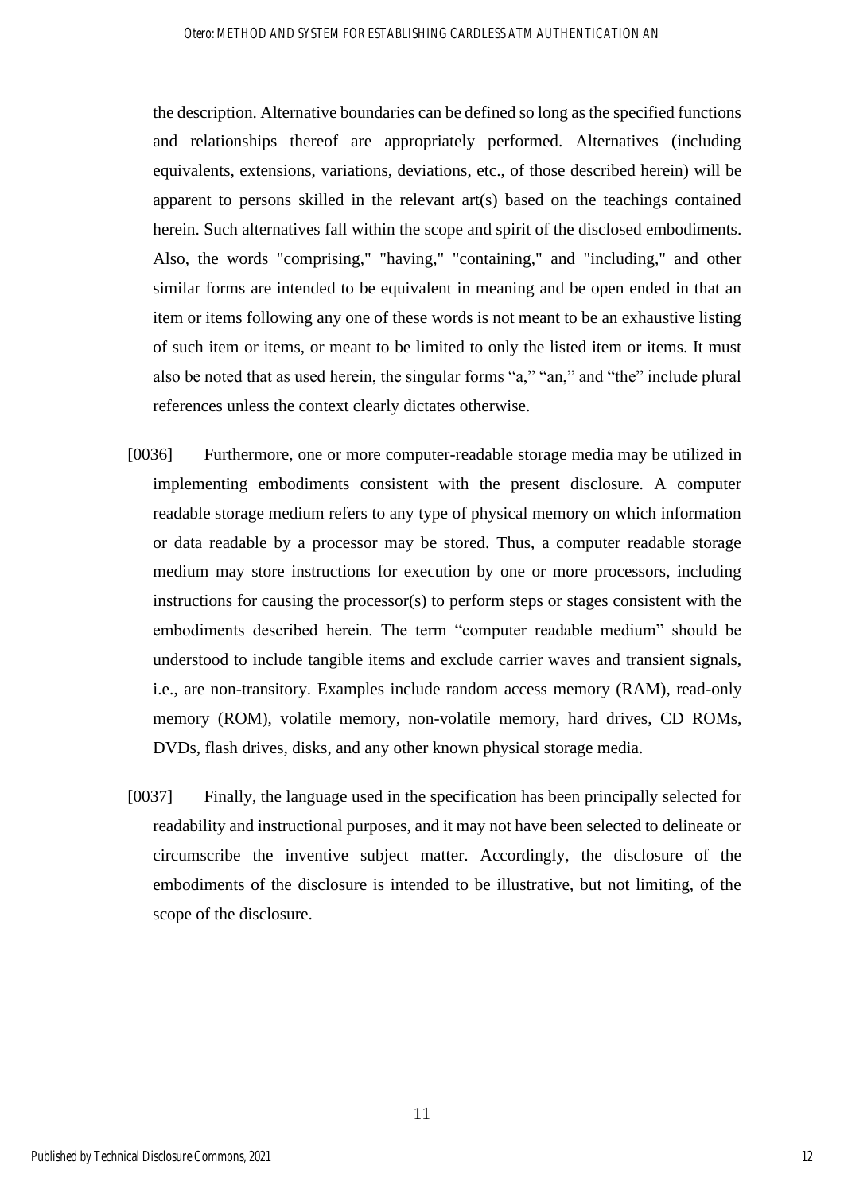the description. Alternative boundaries can be defined so long as the specified functions and relationships thereof are appropriately performed. Alternatives (including equivalents, extensions, variations, deviations, etc., of those described herein) will be apparent to persons skilled in the relevant art(s) based on the teachings contained herein. Such alternatives fall within the scope and spirit of the disclosed embodiments. Also, the words "comprising," "having," "containing," and "including," and other similar forms are intended to be equivalent in meaning and be open ended in that an item or items following any one of these words is not meant to be an exhaustive listing of such item or items, or meant to be limited to only the listed item or items. It must also be noted that as used herein, the singular forms “a,” “an,” and “the” include plural references unless the context clearly dictates otherwise.

[0036] Furthermore, one or more computer-readable storage media may be utilized in implementing embodiments consistent with the present disclosure. A computer readable storage medium refers to any type of physical memory on which information or data readable by a processor may be stored. Thus, a computer readable storage medium may store instructions for execution by one or more processors, including instructions for causing the processor(s) to perform steps or stages consistent with the embodiments described herein. The term “computer readable medium” should be understood to include tangible items and exclude carrier waves and transient signals, i.e., are non-transitory. Examples include random access memory (RAM), read-only memory (ROM), volatile memory, non-volatile memory, hard drives, CD ROMs, DVDs, flash drives, disks, and any other known physical storage media.

[0037] Finally, the language used in the specification has been principally selected for readability and instructional purposes, and it may not have been selected to delineate or circumscribe the inventive subject matter. Accordingly, the disclosure of the embodiments of the disclosure is intended to be illustrative, but not limiting, of the scope of the disclosure.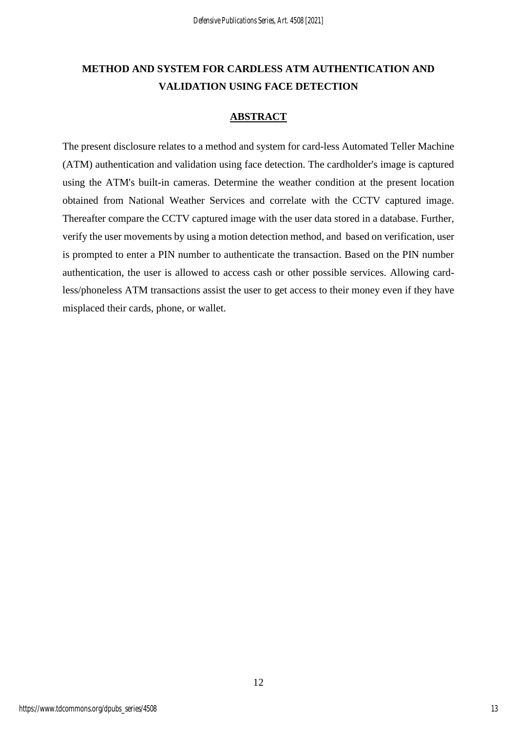# METHOD AND SYSTEM FOR CARDLESS ATM AUTHENTICATION AND VALIDATION USING FACE DETECTION

## ABSTRACT

The present disclosure relates to a method and system for card-less Automated Teller Machine (ATM) authentication and validation using face detection. The cardholder's image is captured using the ATM's built-in cameras. Determine the weather condition at the present location obtained from National Weather Services and correlate with the CCTV captured image. Thereafter compare the CCTV captured image with the user data stored in a database. Further, verify the user movements by using a motion detection method, and based on verification, user is prompted to enter a PIN number to authenticate the transaction. Based on the PIN number authentication, the user is allowed to access cash or other possible services. Allowing card-less/phoneless ATM transactions assist the user to get access to their money even if they have misplaced their cards, phone, or wallet.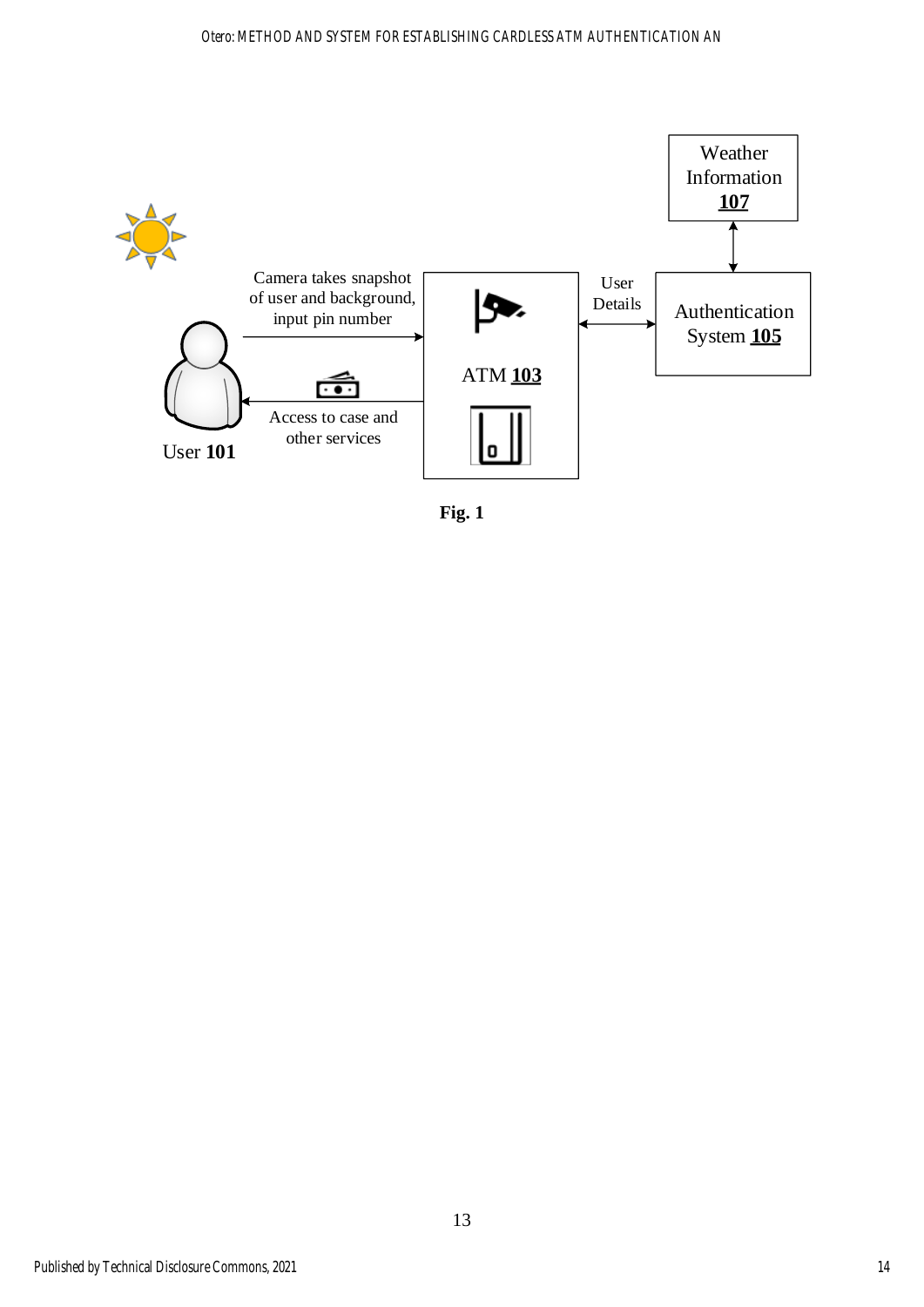Weather Information **107**

Camera takes snapshot of user and background, input pin number

User Details

ATM **103**

Authentication System **105**

User **101**

Access to case and other services

**Fig. 1**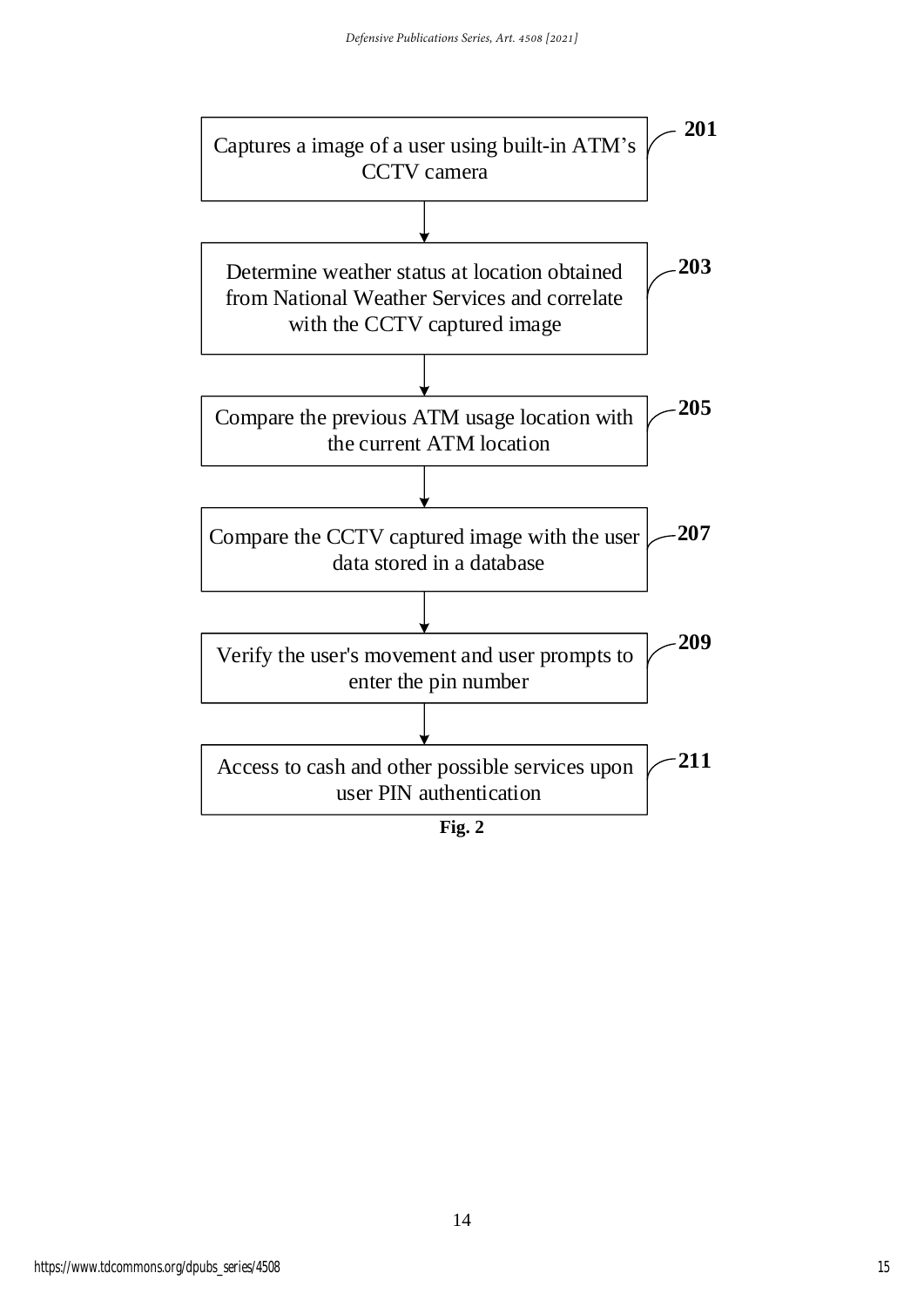Captures a image of a user using built-in ATM's CCTV camera — 201

Determine weather status at location obtained from National Weather Services and correlate with the CCTV captured image — 203

Compare the previous ATM usage location with the current ATM location — 205

Compare the CCTV captured image with the user data stored in a database — 207

Verify the user's movement and user prompts to enter the pin number — 209

Access to cash and other possible services upon user PIN authentication — 211

**Fig. 2**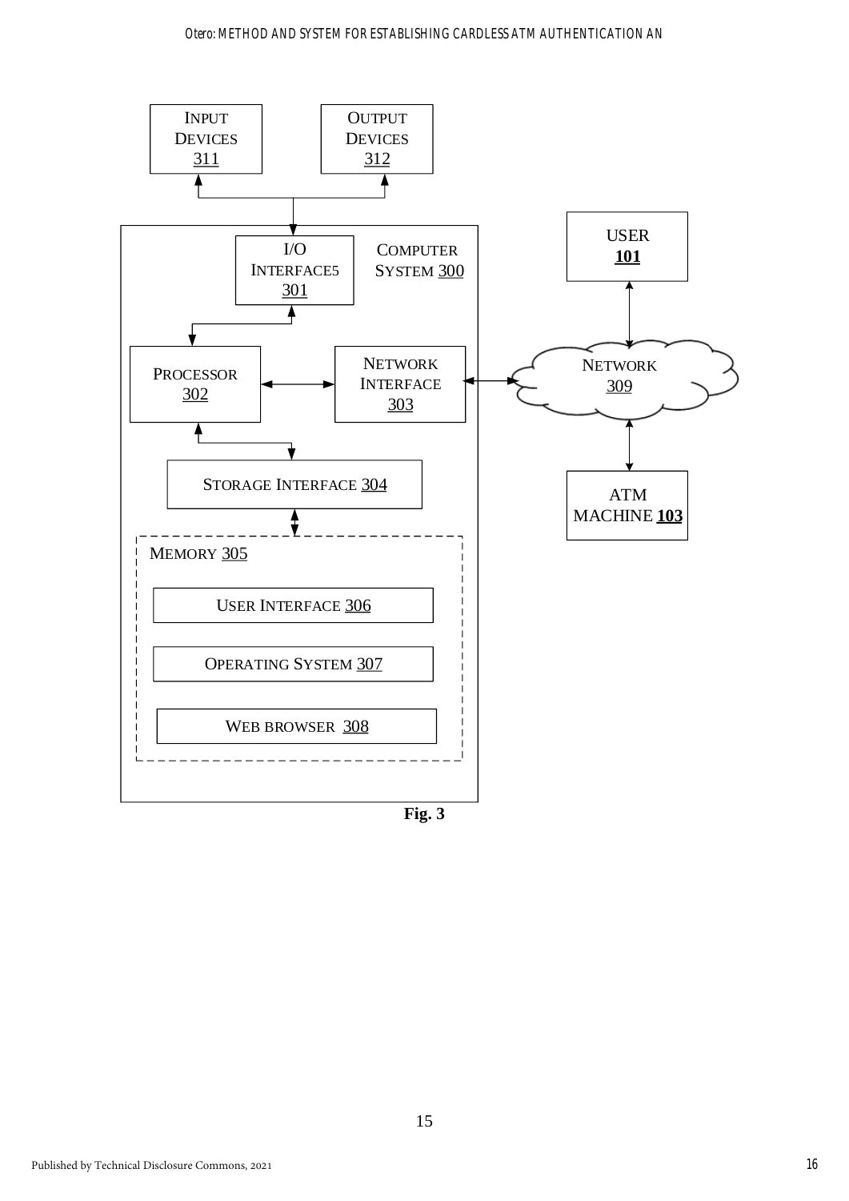INPUT DEVICES 311

OUTPUT DEVICES 312

I/O INTERFACE5 301

COMPUTER SYSTEM 300

USER 101

PROCESSOR 302

NETWORK INTERFACE 303

NETWORK 309

STORAGE INTERFACE 304

ATM MACHINE 103

MEMORY 305

USER INTERFACE 306

OPERATING SYSTEM 307

WEB BROWSER 308

**Fig. 3**